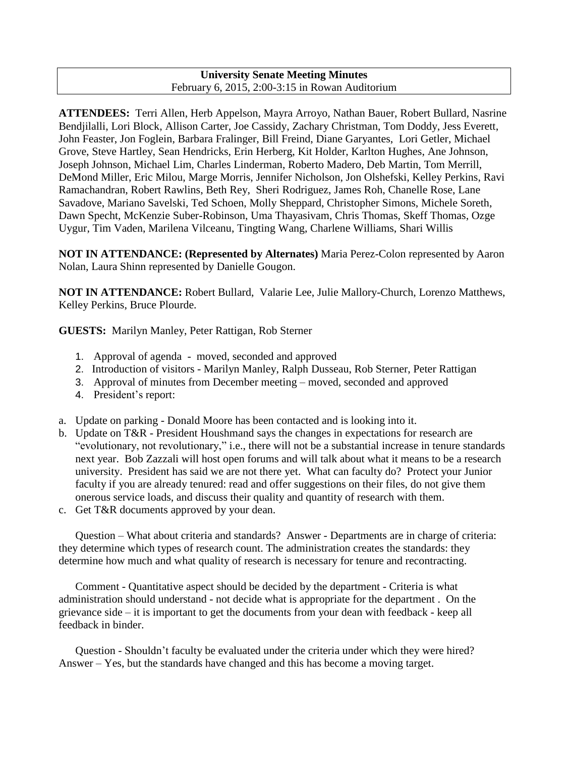**University Senate Meeting Minutes**
February 6, 2015, 2:00-3:15 in Rowan Auditorium

**ATTENDEES:** Terri Allen, Herb Appelson, Mayra Arroyo, Nathan Bauer, Robert Bullard, Nasrine Bendjilalli, Lori Block, Allison Carter, Joe Cassidy, Zachary Christman, Tom Doddy, Jess Everett, John Feaster, Jon Foglein, Barbara Fralinger, Bill Freind, Diane Garyantes, Lori Getler, Michael Grove, Steve Hartley, Sean Hendricks, Erin Herberg, Kit Holder, Karlton Hughes, Ane Johnson, Joseph Johnson, Michael Lim, Charles Linderman, Roberto Madero, Deb Martin, Tom Merrill, DeMond Miller, Eric Milou, Marge Morris, Jennifer Nicholson, Jon Olshefski, Kelley Perkins, Ravi Ramachandran, Robert Rawlins, Beth Rey, Sheri Rodriguez, James Roh, Chanelle Rose, Lane Savadove, Mariano Savelski, Ted Schoen, Molly Sheppard, Christopher Simons, Michele Soreth, Dawn Specht, McKenzie Suber-Robinson, Uma Thayasivam, Chris Thomas, Skeff Thomas, Ozge Uygur, Tim Vaden, Marilena Vilceanu, Tingting Wang, Charlene Williams, Shari Willis

**NOT IN ATTENDANCE: (Represented by Alternates)** Maria Perez-Colon represented by Aaron Nolan, Laura Shinn represented by Danielle Gougon.

**NOT IN ATTENDANCE:** Robert Bullard, Valarie Lee, Julie Mallory-Church, Lorenzo Matthews, Kelley Perkins, Bruce Plourde.

**GUESTS:** Marilyn Manley, Peter Rattigan, Rob Sterner

1. Approval of agenda - moved, seconded and approved
2. Introduction of visitors - Marilyn Manley, Ralph Dusseau, Rob Sterner, Peter Rattigan
3. Approval of minutes from December meeting – moved, seconded and approved
4. President's report:

a. Update on parking - Donald Moore has been contacted and is looking into it.
b. Update on T&R - President Houshmand says the changes in expectations for research are "evolutionary, not revolutionary," i.e., there will not be a substantial increase in tenure standards next year. Bob Zazzali will host open forums and will talk about what it means to be a research university. President has said we are not there yet. What can faculty do? Protect your Junior faculty if you are already tenured: read and offer suggestions on their files, do not give them onerous service loads, and discuss their quality and quantity of research with them.
c. Get T&R documents approved by your dean.

Question – What about criteria and standards? Answer - Departments are in charge of criteria: they determine which types of research count. The administration creates the standards: they determine how much and what quality of research is necessary for tenure and recontracting.

Comment - Quantitative aspect should be decided by the department - Criteria is what administration should understand - not decide what is appropriate for the department . On the grievance side – it is important to get the documents from your dean with feedback - keep all feedback in binder.

Question - Shouldn't faculty be evaluated under the criteria under which they were hired? Answer – Yes, but the standards have changed and this has become a moving target.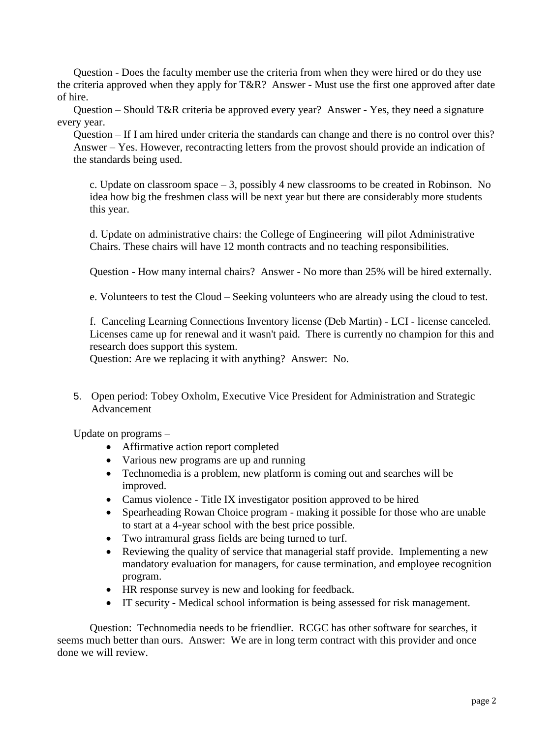Question - Does the faculty member use the criteria from when they were hired or do they use the criteria approved when they apply for T&R? Answer - Must use the first one approved after date of hire.

Question – Should T&R criteria be approved every year? Answer - Yes, they need a signature every year.

Question – If I am hired under criteria the standards can change and there is no control over this? Answer – Yes. However, recontracting letters from the provost should provide an indication of the standards being used.

c. Update on classroom space – 3, possibly 4 new classrooms to be created in Robinson. No idea how big the freshmen class will be next year but there are considerably more students this year.

d. Update on administrative chairs: the College of Engineering will pilot Administrative Chairs. These chairs will have 12 month contracts and no teaching responsibilities.

Question - How many internal chairs? Answer - No more than 25% will be hired externally.

e. Volunteers to test the Cloud – Seeking volunteers who are already using the cloud to test.

f. Canceling Learning Connections Inventory license (Deb Martin) - LCI - license canceled. Licenses came up for renewal and it wasn't paid. There is currently no champion for this and research does support this system.
Question: Are we replacing it with anything? Answer: No.

5. Open period: Tobey Oxholm, Executive Vice President for Administration and Strategic Advancement

Update on programs –

- Affirmative action report completed
- Various new programs are up and running
- Technomedia is a problem, new platform is coming out and searches will be improved.
- Camus violence - Title IX investigator position approved to be hired
- Spearheading Rowan Choice program - making it possible for those who are unable to start at a 4-year school with the best price possible.
- Two intramural grass fields are being turned to turf.
- Reviewing the quality of service that managerial staff provide. Implementing a new mandatory evaluation for managers, for cause termination, and employee recognition program.
- HR response survey is new and looking for feedback.
- IT security - Medical school information is being assessed for risk management.

Question: Technomedia needs to be friendlier. RCGC has other software for searches, it seems much better than ours. Answer: We are in long term contract with this provider and once done we will review.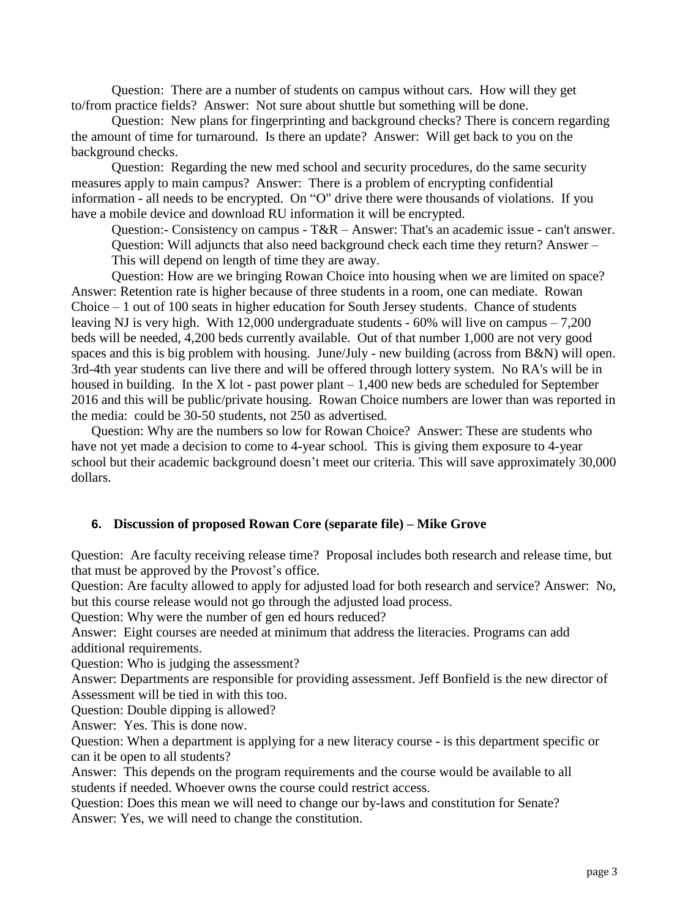Question: There are a number of students on campus without cars. How will they get to/from practice fields? Answer: Not sure about shuttle but something will be done.

Question: New plans for fingerprinting and background checks? There is concern regarding the amount of time for turnaround. Is there an update? Answer: Will get back to you on the background checks.

Question: Regarding the new med school and security procedures, do the same security measures apply to main campus? Answer: There is a problem of encrypting confidential information - all needs to be encrypted. On "O" drive there were thousands of violations. If you have a mobile device and download RU information it will be encrypted.

Question:- Consistency on campus - T&R – Answer: That's an academic issue - can't answer.

Question: Will adjuncts that also need background check each time they return? Answer – This will depend on length of time they are away.

Question: How are we bringing Rowan Choice into housing when we are limited on space? Answer: Retention rate is higher because of three students in a room, one can mediate. Rowan Choice – 1 out of 100 seats in higher education for South Jersey students. Chance of students leaving NJ is very high. With 12,000 undergraduate students - 60% will live on campus – 7,200 beds will be needed, 4,200 beds currently available. Out of that number 1,000 are not very good spaces and this is big problem with housing. June/July - new building (across from B&N) will open. 3rd-4th year students can live there and will be offered through lottery system. No RA's will be in housed in building. In the X lot - past power plant – 1,400 new beds are scheduled for September 2016 and this will be public/private housing. Rowan Choice numbers are lower than was reported in the media: could be 30-50 students, not 250 as advertised.

Question: Why are the numbers so low for Rowan Choice? Answer: These are students who have not yet made a decision to come to 4-year school. This is giving them exposure to 4-year school but their academic background doesn't meet our criteria. This will save approximately 30,000 dollars.

## 6. Discussion of proposed Rowan Core (separate file) – Mike Grove

Question: Are faculty receiving release time? Proposal includes both research and release time, but that must be approved by the Provost's office.

Question: Are faculty allowed to apply for adjusted load for both research and service? Answer: No, but this course release would not go through the adjusted load process.

Question: Why were the number of gen ed hours reduced?

Answer: Eight courses are needed at minimum that address the literacies. Programs can add additional requirements.

Question: Who is judging the assessment?

Answer: Departments are responsible for providing assessment. Jeff Bonfield is the new director of Assessment will be tied in with this too.

Question: Double dipping is allowed?

Answer: Yes. This is done now.

Question: When a department is applying for a new literacy course - is this department specific or can it be open to all students?

Answer: This depends on the program requirements and the course would be available to all students if needed. Whoever owns the course could restrict access.

Question: Does this mean we will need to change our by-laws and constitution for Senate?

Answer: Yes, we will need to change the constitution.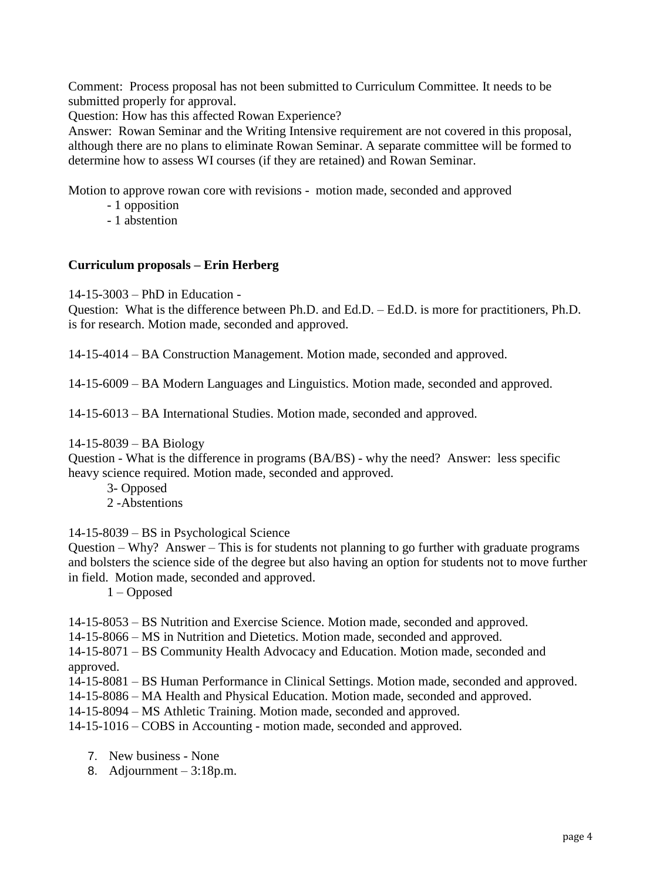Comment: Process proposal has not been submitted to Curriculum Committee. It needs to be submitted properly for approval.

Question: How has this affected Rowan Experience?

Answer: Rowan Seminar and the Writing Intensive requirement are not covered in this proposal, although there are no plans to eliminate Rowan Seminar. A separate committee will be formed to determine how to assess WI courses (if they are retained) and Rowan Seminar.

Motion to approve rowan core with revisions - motion made, seconded and approved

- 1 opposition
- 1 abstention

**Curriculum proposals – Erin Herberg**

14-15-3003 – PhD in Education -

Question: What is the difference between Ph.D. and Ed.D. – Ed.D. is more for practitioners, Ph.D. is for research. Motion made, seconded and approved.

14-15-4014 – BA Construction Management. Motion made, seconded and approved.

14-15-6009 – BA Modern Languages and Linguistics. Motion made, seconded and approved.

14-15-6013 – BA International Studies. Motion made, seconded and approved.

14-15-8039 – BA Biology

Question - What is the difference in programs (BA/BS) - why the need? Answer: less specific heavy science required. Motion made, seconded and approved.

3- Opposed

2 -Abstentions

14-15-8039 – BS in Psychological Science

Question – Why? Answer – This is for students not planning to go further with graduate programs and bolsters the science side of the degree but also having an option for students not to move further in field. Motion made, seconded and approved.

1 – Opposed

14-15-8053 – BS Nutrition and Exercise Science. Motion made, seconded and approved.
14-15-8066 – MS in Nutrition and Dietetics. Motion made, seconded and approved.
14-15-8071 – BS Community Health Advocacy and Education. Motion made, seconded and approved.
14-15-8081 – BS Human Performance in Clinical Settings. Motion made, seconded and approved.
14-15-8086 – MA Health and Physical Education. Motion made, seconded and approved.
14-15-8094 – MS Athletic Training. Motion made, seconded and approved.
14-15-1016 – COBS in Accounting - motion made, seconded and approved.

7. New business - None
8. Adjournment – 3:18p.m.